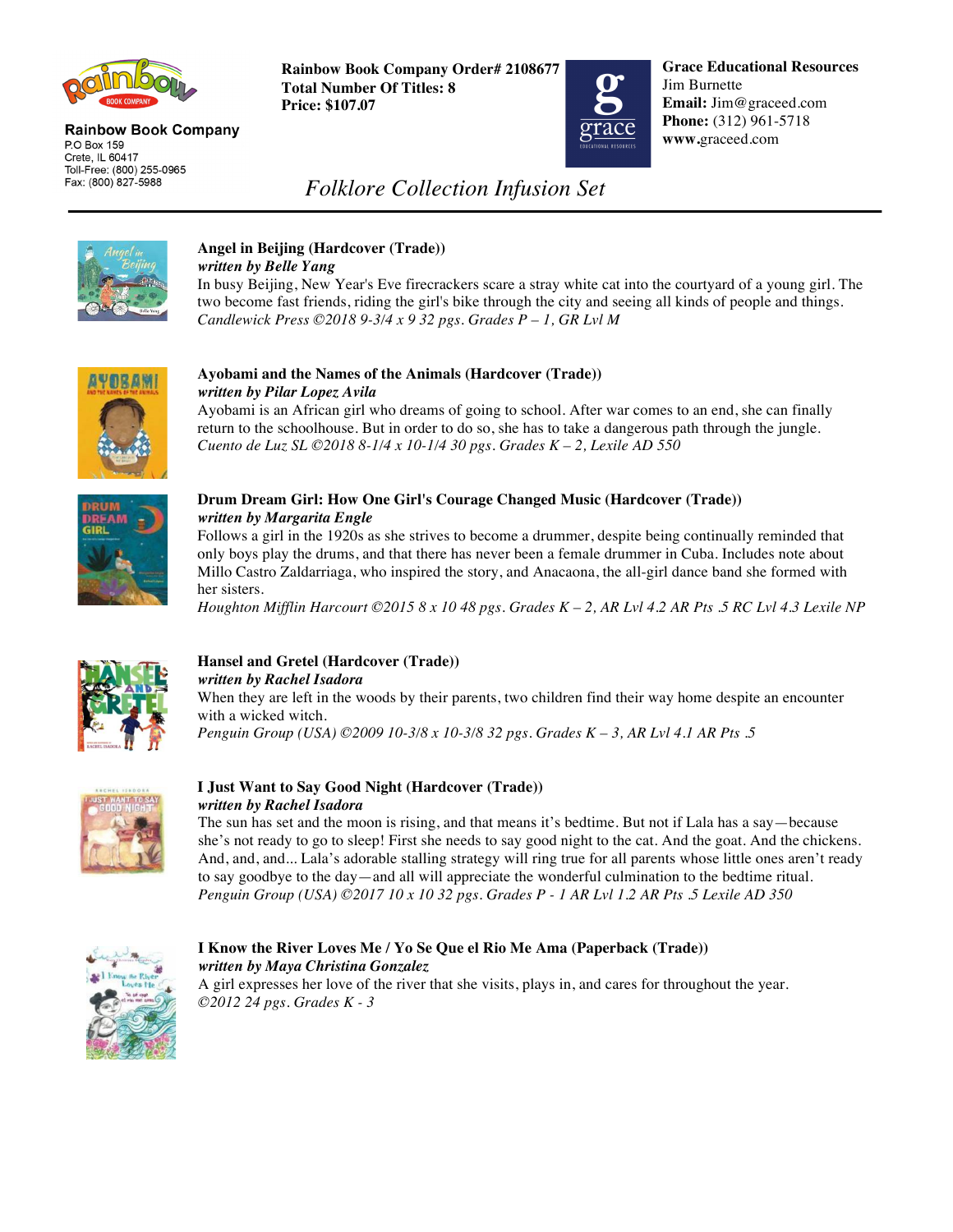**Rainbow Book Company**
P.O Box 159
Crete, IL 60417
Toll-Free: (800) 255-0965
Fax: (800) 827-5988

**Rainbow Book Company Order# 2108677**
**Total Number Of Titles: 8**
**Price: $107.07**

**Grace Educational Resources**
Jim Burnette
**Email:** Jim@graceed.com
**Phone:** (312) 961-5718
**www.**graceed.com

# *Folklore Collection Infusion Set*

---

**Angel in Beijing (Hardcover (Trade))**
***written by Belle Yang***
In busy Beijing, New Year's Eve firecrackers scare a stray white cat into the courtyard of a young girl. The two become fast friends, riding the girl's bike through the city and seeing all kinds of people and things.
*Candlewick Press ©2018 9-3/4 x 9 32 pgs. Grades P – 1, GR Lvl M*

**Ayobami and the Names of the Animals (Hardcover (Trade))**
***written by Pilar Lopez Avila***
Ayobami is an African girl who dreams of going to school. After war comes to an end, she can finally return to the schoolhouse. But in order to do so, she has to take a dangerous path through the jungle.
*Cuento de Luz SL ©2018 8-1/4 x 10-1/4 30 pgs. Grades K – 2, Lexile AD 550*

**Drum Dream Girl: How One Girl's Courage Changed Music (Hardcover (Trade))**
***written by Margarita Engle***
Follows a girl in the 1920s as she strives to become a drummer, despite being continually reminded that only boys play the drums, and that there has never been a female drummer in Cuba. Includes note about Millo Castro Zaldarriaga, who inspired the story, and Anacaona, the all-girl dance band she formed with her sisters.
*Houghton Mifflin Harcourt ©2015 8 x 10 48 pgs. Grades K – 2, AR Lvl 4.2 AR Pts .5 RC Lvl 4.3 Lexile NP*

**Hansel and Gretel (Hardcover (Trade))**
***written by Rachel Isadora***
When they are left in the woods by their parents, two children find their way home despite an encounter with a wicked witch.
*Penguin Group (USA) ©2009 10-3/8 x 10-3/8 32 pgs. Grades K – 3, AR Lvl 4.1 AR Pts .5*

**I Just Want to Say Good Night (Hardcover (Trade))**
***written by Rachel Isadora***
The sun has set and the moon is rising, and that means it's bedtime. But not if Lala has a say—because she's not ready to go to sleep! First she needs to say good night to the cat. And the goat. And the chickens. And, and, and... Lala's adorable stalling strategy will ring true for all parents whose little ones aren't ready to say goodbye to the day—and all will appreciate the wonderful culmination to the bedtime ritual.
*Penguin Group (USA) ©2017 10 x 10 32 pgs. Grades P - 1 AR Lvl 1.2 AR Pts .5 Lexile AD 350*

**I Know the River Loves Me / Yo Se Que el Rio Me Ama (Paperback (Trade))**
***written by Maya Christina Gonzalez***
A girl expresses her love of the river that she visits, plays in, and cares for throughout the year.
*©2012 24 pgs. Grades K - 3*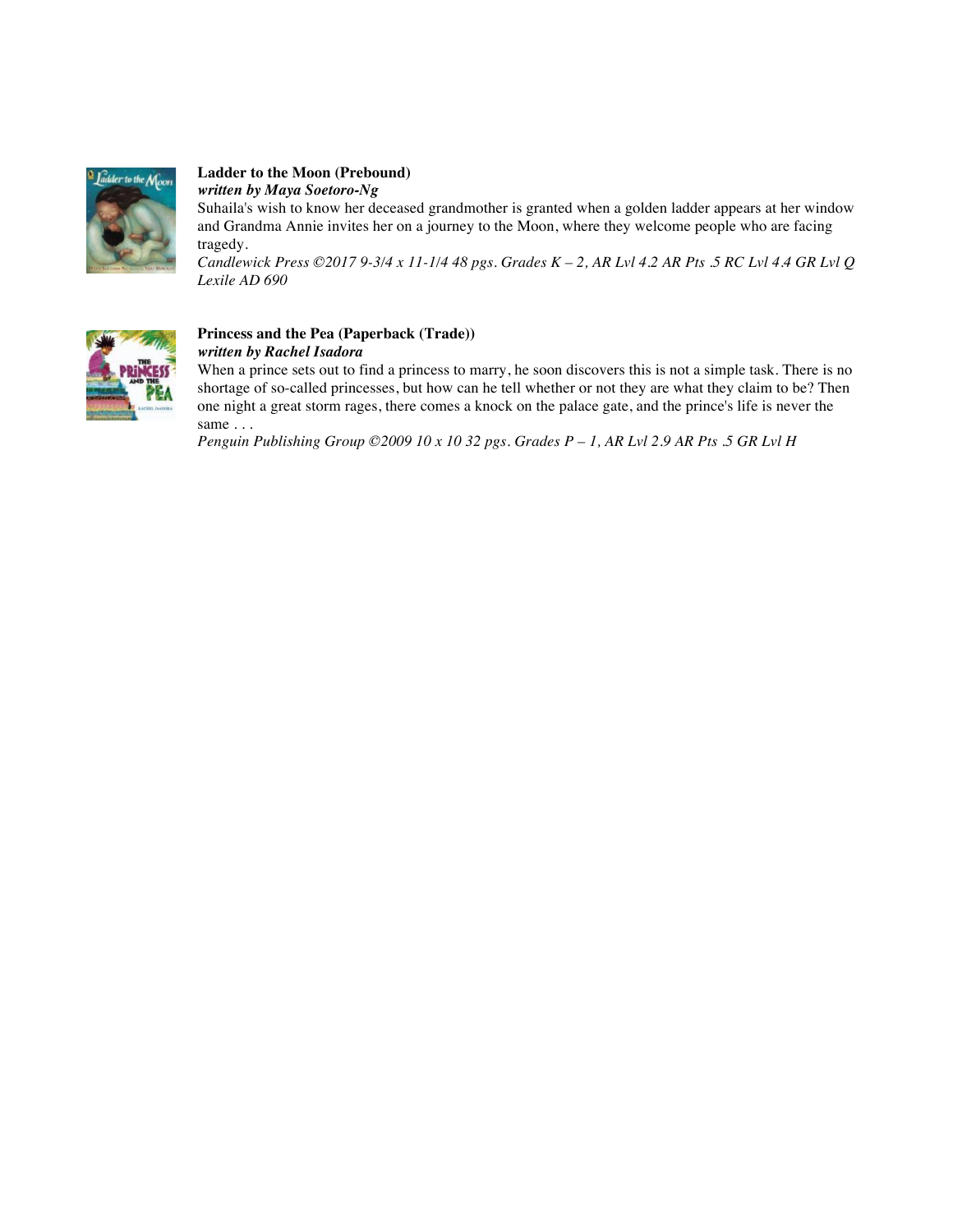**Ladder to the Moon (Prebound)**
***written by Maya Soetoro-Ng***
Suhaila's wish to know her deceased grandmother is granted when a golden ladder appears at her window and Grandma Annie invites her on a journey to the Moon, where they welcome people who are facing tragedy.
*Candlewick Press ©2017 9-3/4 x 11-1/4 48 pgs. Grades K – 2, AR Lvl 4.2 AR Pts .5 RC Lvl 4.4 GR Lvl Q Lexile AD 690*

**Princess and the Pea (Paperback (Trade))**
***written by Rachel Isadora***
When a prince sets out to find a princess to marry, he soon discovers this is not a simple task. There is no shortage of so-called princesses, but how can he tell whether or not they are what they claim to be? Then one night a great storm rages, there comes a knock on the palace gate, and the prince's life is never the same . . .
*Penguin Publishing Group ©2009 10 x 10 32 pgs. Grades P – 1, AR Lvl 2.9 AR Pts .5 GR Lvl H*